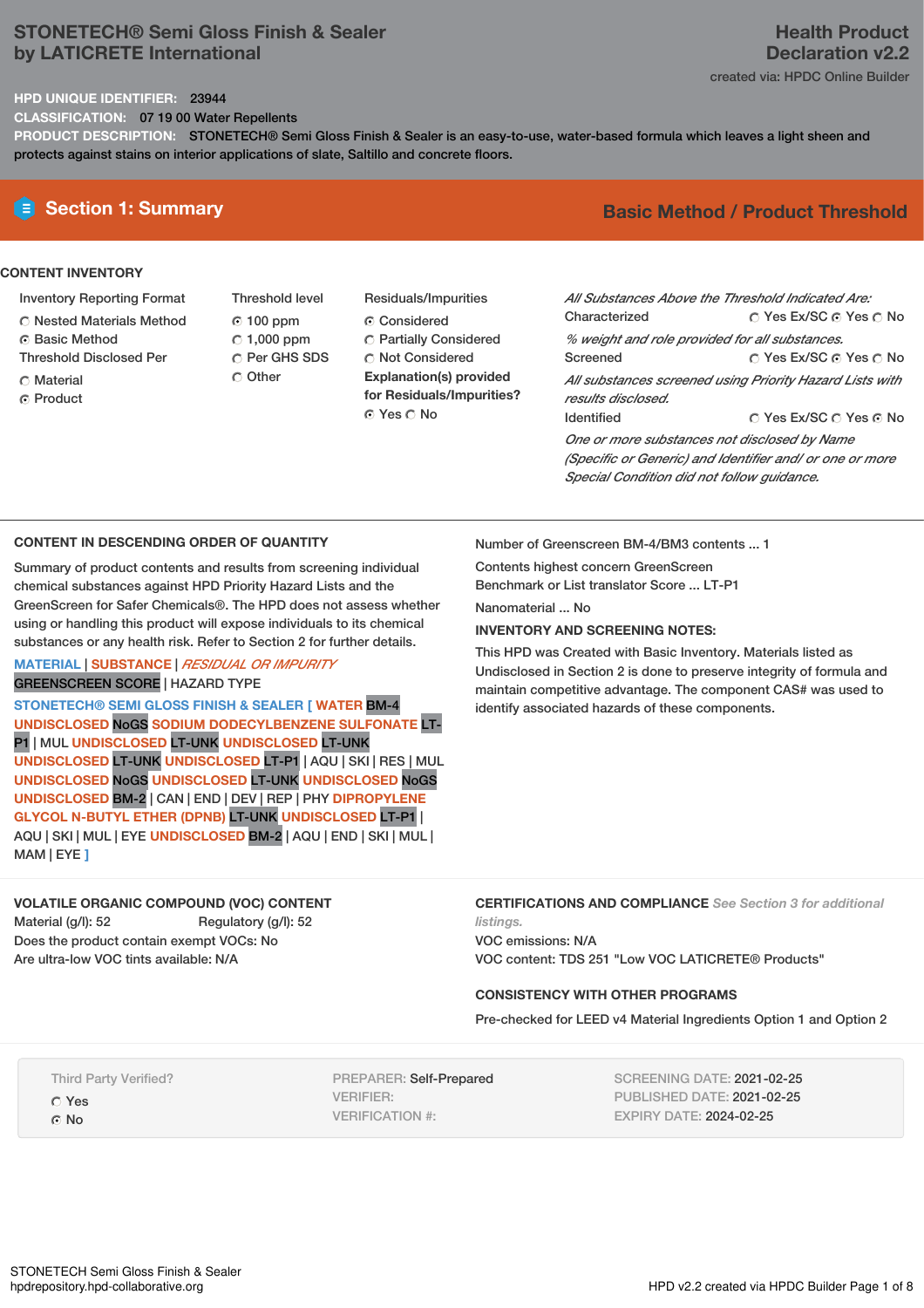# STONETECH® Semi Gloss Finish & Sealer
by LATICRETE International

**Health Product Declaration v2.2**
created via: HPDC Online Builder

**HPD UNIQUE IDENTIFIER:** 23944
**CLASSIFICATION:** 07 19 00 Water Repellents
**PRODUCT DESCRIPTION:** STONETECH® Semi Gloss Finish & Sealer is an easy-to-use, water-based formula which leaves a light sheen and protects against stains on interior applications of slate, Saltillo and concrete floors.

## Section 1: Summary

**Basic Method / Product Threshold**

### CONTENT INVENTORY

**Inventory Reporting Format**
- ○ Nested Materials Method
- ● Basic Method

**Threshold Disclosed Per**
- ○ Material
- ● Product

**Threshold level**
- ● 100 ppm
- ○ 1,000 ppm
- ○ Per GHS SDS
- ○ Other

**Residuals/Impurities**
- ● Considered
- ○ Partially Considered
- ○ Not Considered

**Explanation(s) provided for Residuals/Impurities?**
● Yes ○ No

*All Substances Above the Threshold Indicated Are:*

Characterized ○ Yes Ex/SC ● Yes ○ No
*% weight and role provided for all substances.*

Screened ○ Yes Ex/SC ● Yes ○ No
*All substances screened using Priority Hazard Lists with results disclosed.*

Identified ○ Yes Ex/SC ○ Yes ● No
*One or more substances not disclosed by Name (Specific or Generic) and Identifier and/ or one or more Special Condition did not follow guidance.*

### CONTENT IN DESCENDING ORDER OF QUANTITY

Summary of product contents and results from screening individual chemical substances against HPD Priority Hazard Lists and the GreenScreen for Safer Chemicals®. The HPD does not assess whether using or handling this product will expose individuals to its chemical substances or any health risk. Refer to Section 2 for further details.

MATERIAL | SUBSTANCE | *RESIDUAL OR IMPURITY*
GREENSCREEN SCORE | HAZARD TYPE

**STONETECH® SEMI GLOSS FINISH & SEALER [ WATER** BM-4 **UNDISCLOSED** NoGS **SODIUM DODECYLBENZENE SULFONATE** LT-P1 | MUL **UNDISCLOSED** LT-UNK **UNDISCLOSED** LT-UNK **UNDISCLOSED** LT-UNK **UNDISCLOSED** LT-P1 | AQU | SKI | RES | MUL **UNDISCLOSED** NoGS **UNDISCLOSED** LT-UNK **UNDISCLOSED** NoGS **UNDISCLOSED** BM-2 | CAN | END | DEV | REP | PHY **DIPROPYLENE GLYCOL N-BUTYL ETHER (DPNB)** LT-UNK **UNDISCLOSED** LT-P1 | AQU | SKI | MUL | EYE **UNDISCLOSED** BM-2 | AQU | END | SKI | MUL | MAM | EYE **]**

Number of Greenscreen BM-4/BM3 contents ... 1

Contents highest concern GreenScreen Benchmark or List translator Score ... LT-P1

Nanomaterial ... No

**INVENTORY AND SCREENING NOTES:**

This HPD was Created with Basic Inventory. Materials listed as Undisclosed in Section 2 is done to preserve integrity of formula and maintain competitive advantage. The component CAS# was used to identify associated hazards of these components.

### VOLATILE ORGANIC COMPOUND (VOC) CONTENT

Material (g/l): 52 Regulatory (g/l): 52
Does the product contain exempt VOCs: No
Are ultra-low VOC tints available: N/A

### CERTIFICATIONS AND COMPLIANCE *See Section 3 for additional listings.*

VOC emissions: N/A
VOC content: TDS 251 "Low VOC LATICRETE® Products"

### CONSISTENCY WITH OTHER PROGRAMS

Pre-checked for LEED v4 Material Ingredients Option 1 and Option 2

Third Party Verified?
- ○ Yes
- ● No

PREPARER: Self-Prepared
VERIFIER:
VERIFICATION #:

SCREENING DATE: 2021-02-25
PUBLISHED DATE: 2021-02-25
EXPIRY DATE: 2024-02-25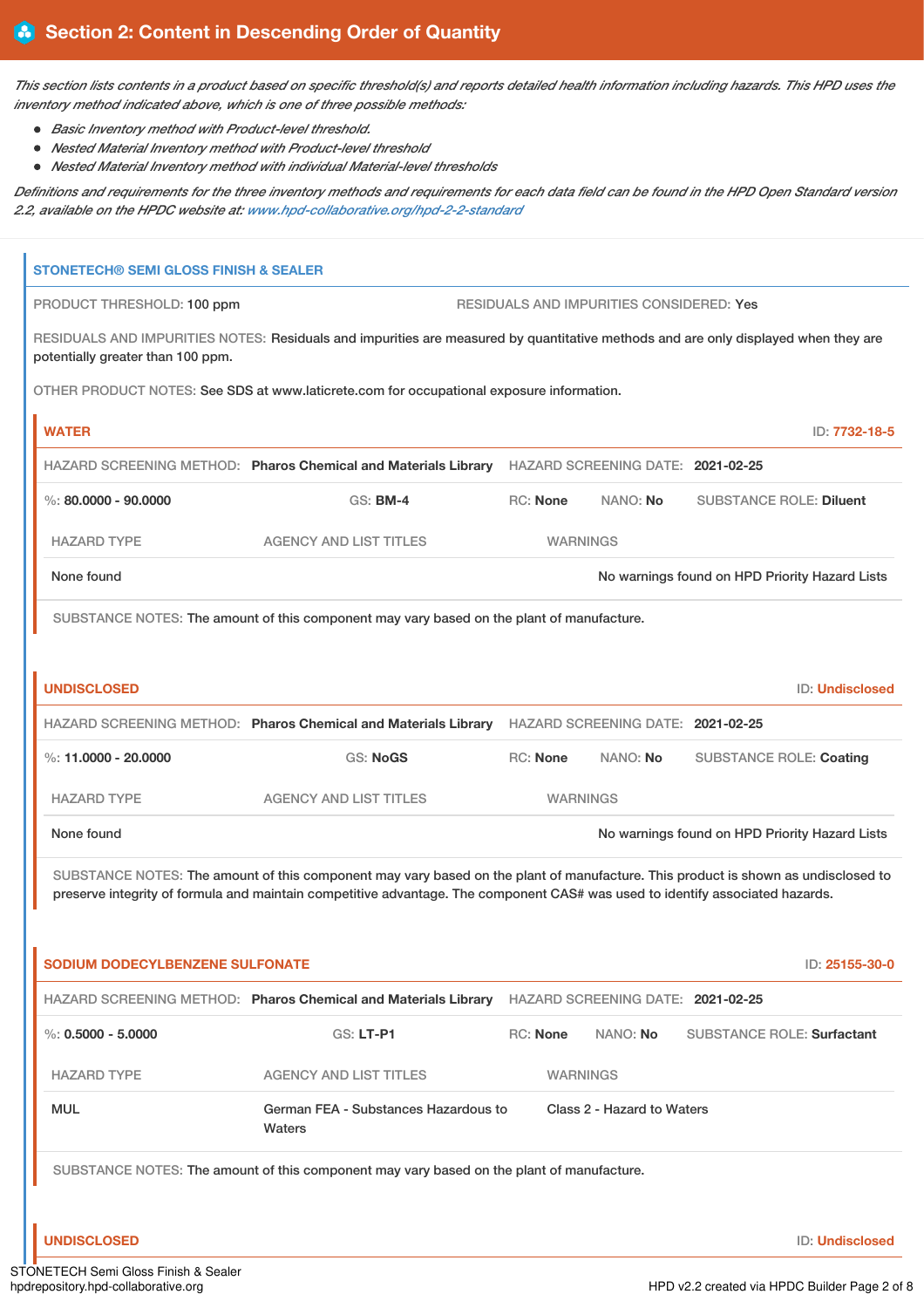## Section 2: Content in Descending Order of Quantity

*This section lists contents in a product based on specific threshold(s) and reports detailed health information including hazards. This HPD uses the inventory method indicated above, which is one of three possible methods:*

- *Basic Inventory method with Product-level threshold.*
- *Nested Material Inventory method with Product-level threshold*
- *Nested Material Inventory method with individual Material-level thresholds*

*Definitions and requirements for the three inventory methods and requirements for each data field can be found in the HPD Open Standard version 2.2, available on the HPDC website at: www.hpd-collaborative.org/hpd-2-2-standard*

### STONETECH® SEMI GLOSS FINISH & SEALER

PRODUCT THRESHOLD: 100 ppm

RESIDUALS AND IMPURITIES CONSIDERED: Yes

RESIDUALS AND IMPURITIES NOTES: Residuals and impurities are measured by quantitative methods and are only displayed when they are potentially greater than 100 ppm.

OTHER PRODUCT NOTES: See SDS at www.laticrete.com for occupational exposure information.

#### WATER

ID: 7732-18-5

HAZARD SCREENING METHOD: **Pharos Chemical and Materials Library** HAZARD SCREENING DATE: **2021-02-25**

%: **80.0000 - 90.0000** GS: **BM-4** RC: **None** NANO: **No** SUBSTANCE ROLE: **Diluent**

| HAZARD TYPE | AGENCY AND LIST TITLES | WARNINGS |
|---|---|---|
| None found | | No warnings found on HPD Priority Hazard Lists |

SUBSTANCE NOTES: The amount of this component may vary based on the plant of manufacture.

#### UNDISCLOSED

ID: Undisclosed

HAZARD SCREENING METHOD: **Pharos Chemical and Materials Library** HAZARD SCREENING DATE: **2021-02-25**

%: **11.0000 - 20.0000** GS: **NoGS** RC: **None** NANO: **No** SUBSTANCE ROLE: **Coating**

| HAZARD TYPE | AGENCY AND LIST TITLES | WARNINGS |
|---|---|---|
| None found | | No warnings found on HPD Priority Hazard Lists |

SUBSTANCE NOTES: The amount of this component may vary based on the plant of manufacture. This product is shown as undisclosed to preserve integrity of formula and maintain competitive advantage. The component CAS# was used to identify associated hazards.

#### SODIUM DODECYLBENZENE SULFONATE

ID: 25155-30-0

HAZARD SCREENING METHOD: **Pharos Chemical and Materials Library** HAZARD SCREENING DATE: **2021-02-25**

%: **0.5000 - 5.0000** GS: **LT-P1** RC: **None** NANO: **No** SUBSTANCE ROLE: **Surfactant**

| HAZARD TYPE | AGENCY AND LIST TITLES | WARNINGS |
|---|---|---|
| MUL | German FEA - Substances Hazardous to Waters | Class 2 - Hazard to Waters |

SUBSTANCE NOTES: The amount of this component may vary based on the plant of manufacture.

#### UNDISCLOSED

ID: Undisclosed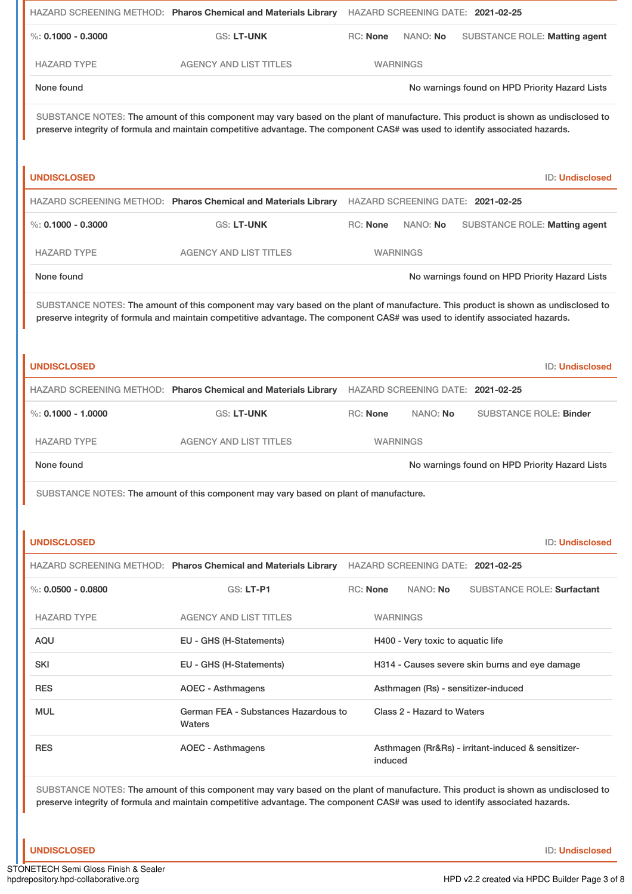HAZARD SCREENING METHOD: **Pharos Chemical and Materials Library** HAZARD SCREENING DATE: **2021-02-25**

%: **0.1000 - 0.3000** GS: **LT-UNK** RC: **None** NANO: **No** SUBSTANCE ROLE: **Matting agent**

| HAZARD TYPE | AGENCY AND LIST TITLES | WARNINGS |
|---|---|---|
| None found | | No warnings found on HPD Priority Hazard Lists |

SUBSTANCE NOTES: The amount of this component may vary based on the plant of manufacture. This product is shown as undisclosed to preserve integrity of formula and maintain competitive advantage. The component CAS# was used to identify associated hazards.

## UNDISCLOSED

ID: **Undisclosed**

HAZARD SCREENING METHOD: **Pharos Chemical and Materials Library** HAZARD SCREENING DATE: **2021-02-25**

%: **0.1000 - 0.3000** GS: **LT-UNK** RC: **None** NANO: **No** SUBSTANCE ROLE: **Matting agent**

| HAZARD TYPE | AGENCY AND LIST TITLES | WARNINGS |
|---|---|---|
| None found | | No warnings found on HPD Priority Hazard Lists |

SUBSTANCE NOTES: The amount of this component may vary based on the plant of manufacture. This product is shown as undisclosed to preserve integrity of formula and maintain competitive advantage. The component CAS# was used to identify associated hazards.

## UNDISCLOSED

ID: **Undisclosed**

HAZARD SCREENING METHOD: **Pharos Chemical and Materials Library** HAZARD SCREENING DATE: **2021-02-25**

%: **0.1000 - 1.0000** GS: **LT-UNK** RC: **None** NANO: **No** SUBSTANCE ROLE: **Binder**

| HAZARD TYPE | AGENCY AND LIST TITLES | WARNINGS |
|---|---|---|
| None found | | No warnings found on HPD Priority Hazard Lists |

SUBSTANCE NOTES: The amount of this component may vary based on plant of manufacture.

## UNDISCLOSED

ID: **Undisclosed**

HAZARD SCREENING METHOD: **Pharos Chemical and Materials Library** HAZARD SCREENING DATE: **2021-02-25**

%: **0.0500 - 0.0800** GS: **LT-P1** RC: **None** NANO: **No** SUBSTANCE ROLE: **Surfactant**

| HAZARD TYPE | AGENCY AND LIST TITLES | WARNINGS |
|---|---|---|
| AQU | EU - GHS (H-Statements) | H400 - Very toxic to aquatic life |
| SKI | EU - GHS (H-Statements) | H314 - Causes severe skin burns and eye damage |
| RES | AOEC - Asthmagens | Asthmagen (Rs) - sensitizer-induced |
| MUL | German FEA - Substances Hazardous to Waters | Class 2 - Hazard to Waters |
| RES | AOEC - Asthmagens | Asthmagen (Rr&Rs) - irritant-induced & sensitizer-induced |

SUBSTANCE NOTES: The amount of this component may vary based on the plant of manufacture. This product is shown as undisclosed to preserve integrity of formula and maintain competitive advantage. The component CAS# was used to identify associated hazards.

## UNDISCLOSED

ID: **Undisclosed**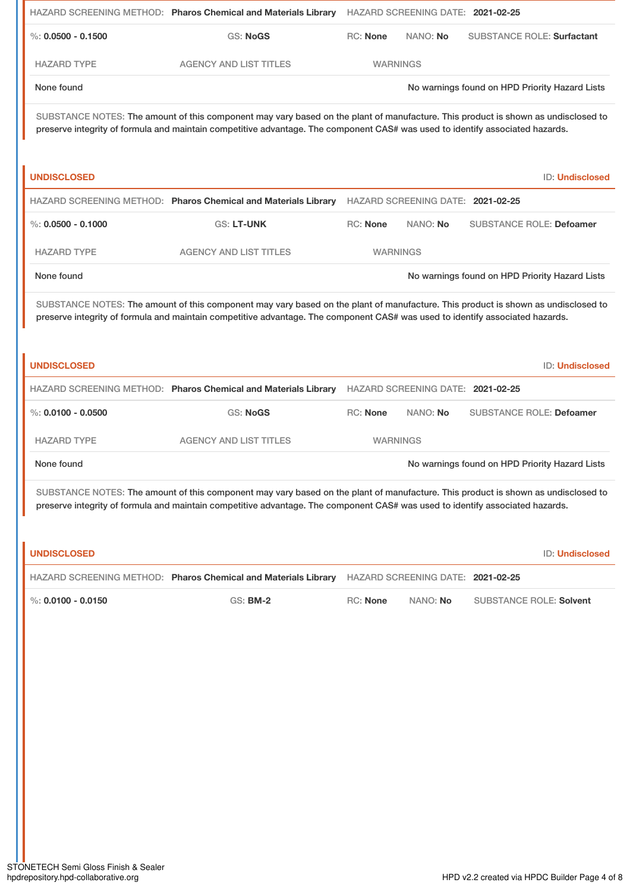HAZARD SCREENING METHOD: **Pharos Chemical and Materials Library** HAZARD SCREENING DATE: **2021-02-25**

%: **0.0500 - 0.1500** GS: **NoGS** RC: **None** NANO: **No** SUBSTANCE ROLE: **Surfactant**

| HAZARD TYPE | AGENCY AND LIST TITLES | WARNINGS |
|---|---|---|
| None found | | No warnings found on HPD Priority Hazard Lists |

SUBSTANCE NOTES: The amount of this component may vary based on the plant of manufacture. This product is shown as undisclosed to preserve integrity of formula and maintain competitive advantage. The component CAS# was used to identify associated hazards.

## UNDISCLOSED

ID: **Undisclosed**

HAZARD SCREENING METHOD: **Pharos Chemical and Materials Library** HAZARD SCREENING DATE: **2021-02-25**

%: **0.0500 - 0.1000** GS: **LT-UNK** RC: **None** NANO: **No** SUBSTANCE ROLE: **Defoamer**

| HAZARD TYPE | AGENCY AND LIST TITLES | WARNINGS |
|---|---|---|
| None found | | No warnings found on HPD Priority Hazard Lists |

SUBSTANCE NOTES: The amount of this component may vary based on the plant of manufacture. This product is shown as undisclosed to preserve integrity of formula and maintain competitive advantage. The component CAS# was used to identify associated hazards.

## UNDISCLOSED

ID: **Undisclosed**

HAZARD SCREENING METHOD: **Pharos Chemical and Materials Library** HAZARD SCREENING DATE: **2021-02-25**

%: **0.0100 - 0.0500** GS: **NoGS** RC: **None** NANO: **No** SUBSTANCE ROLE: **Defoamer**

| HAZARD TYPE | AGENCY AND LIST TITLES | WARNINGS |
|---|---|---|
| None found | | No warnings found on HPD Priority Hazard Lists |

SUBSTANCE NOTES: The amount of this component may vary based on the plant of manufacture. This product is shown as undisclosed to preserve integrity of formula and maintain competitive advantage. The component CAS# was used to identify associated hazards.

## UNDISCLOSED

ID: **Undisclosed**

HAZARD SCREENING METHOD: **Pharos Chemical and Materials Library** HAZARD SCREENING DATE: **2021-02-25**

%: **0.0100 - 0.0150** GS: **BM-2** RC: **None** NANO: **No** SUBSTANCE ROLE: **Solvent**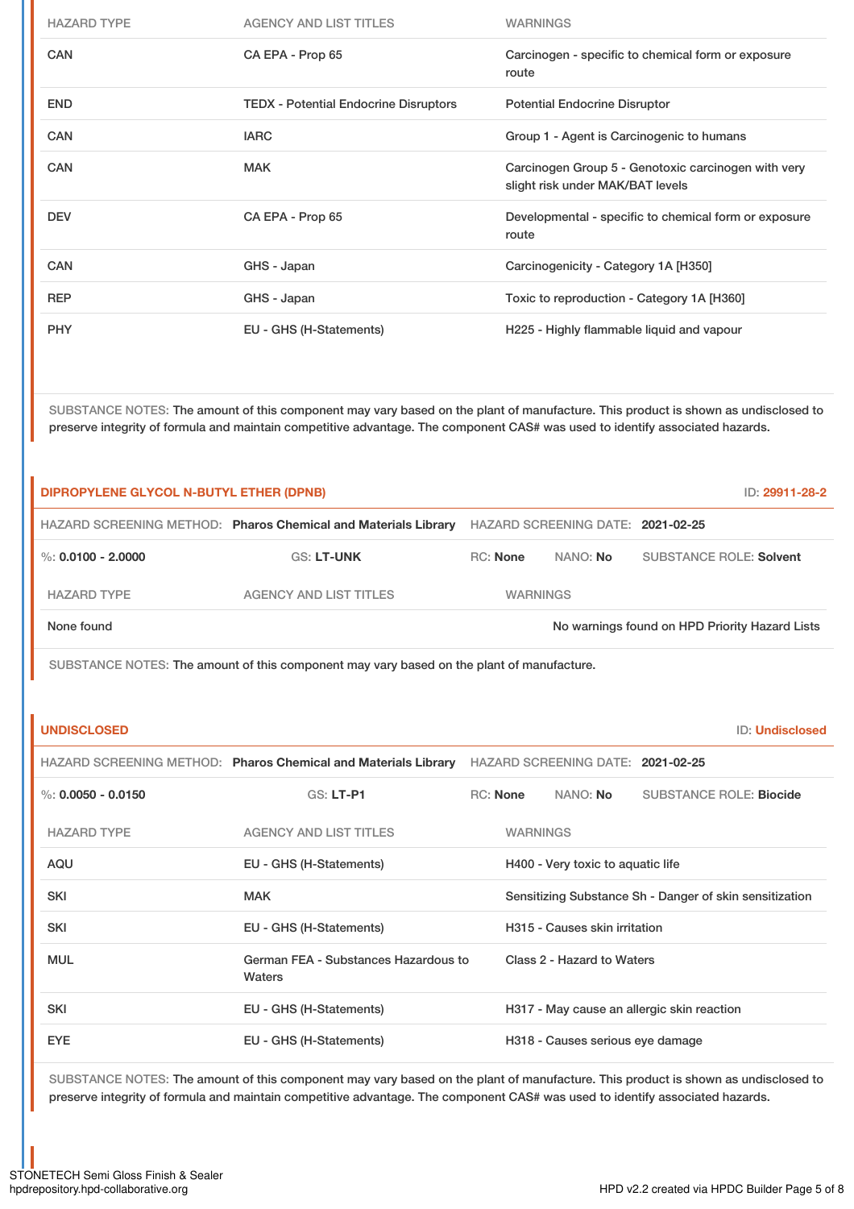| HAZARD TYPE | AGENCY AND LIST TITLES | WARNINGS |
|---|---|---|
| CAN | CA EPA - Prop 65 | Carcinogen - specific to chemical form or exposure route |
| END | TEDX - Potential Endocrine Disruptors | Potential Endocrine Disruptor |
| CAN | IARC | Group 1 - Agent is Carcinogenic to humans |
| CAN | MAK | Carcinogen Group 5 - Genotoxic carcinogen with very slight risk under MAK/BAT levels |
| DEV | CA EPA - Prop 65 | Developmental - specific to chemical form or exposure route |
| CAN | GHS - Japan | Carcinogenicity - Category 1A [H350] |
| REP | GHS - Japan | Toxic to reproduction - Category 1A [H360] |
| PHY | EU - GHS (H-Statements) | H225 - Highly flammable liquid and vapour |

SUBSTANCE NOTES: The amount of this component may vary based on the plant of manufacture. This product is shown as undisclosed to preserve integrity of formula and maintain competitive advantage. The component CAS# was used to identify associated hazards.

## DIPROPYLENE GLYCOL N-BUTYL ETHER (DPNB)

ID: 29911-28-2

HAZARD SCREENING METHOD: **Pharos Chemical and Materials Library** HAZARD SCREENING DATE: **2021-02-25**

%: **0.0100 - 2.0000** GS: **LT-UNK** RC: **None** NANO: **No** SUBSTANCE ROLE: **Solvent**

| HAZARD TYPE | AGENCY AND LIST TITLES | WARNINGS |
|---|---|---|
| None found | | No warnings found on HPD Priority Hazard Lists |

SUBSTANCE NOTES: The amount of this component may vary based on the plant of manufacture.

## UNDISCLOSED

ID: Undisclosed

HAZARD SCREENING METHOD: **Pharos Chemical and Materials Library** HAZARD SCREENING DATE: **2021-02-25**

%: **0.0050 - 0.0150** GS: **LT-P1** RC: **None** NANO: **No** SUBSTANCE ROLE: **Biocide**

| HAZARD TYPE | AGENCY AND LIST TITLES | WARNINGS |
|---|---|---|
| AQU | EU - GHS (H-Statements) | H400 - Very toxic to aquatic life |
| SKI | MAK | Sensitizing Substance Sh - Danger of skin sensitization |
| SKI | EU - GHS (H-Statements) | H315 - Causes skin irritation |
| MUL | German FEA - Substances Hazardous to Waters | Class 2 - Hazard to Waters |
| SKI | EU - GHS (H-Statements) | H317 - May cause an allergic skin reaction |
| EYE | EU - GHS (H-Statements) | H318 - Causes serious eye damage |

SUBSTANCE NOTES: The amount of this component may vary based on the plant of manufacture. This product is shown as undisclosed to preserve integrity of formula and maintain competitive advantage. The component CAS# was used to identify associated hazards.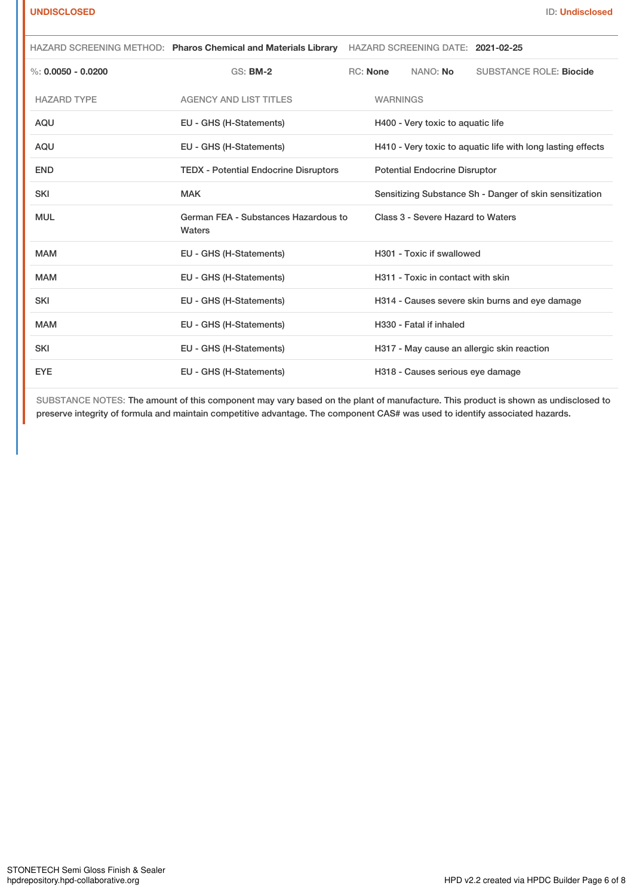**UNDISCLOSED** ID: **Undisclosed**

HAZARD SCREENING METHOD: **Pharos Chemical and Materials Library** HAZARD SCREENING DATE: **2021-02-25**

%: **0.0050 - 0.0200** GS: **BM-2** RC: **None** NANO: **No** SUBSTANCE ROLE: **Biocide**

| HAZARD TYPE | AGENCY AND LIST TITLES | WARNINGS |
|---|---|---|
| AQU | EU - GHS (H-Statements) | H400 - Very toxic to aquatic life |
| AQU | EU - GHS (H-Statements) | H410 - Very toxic to aquatic life with long lasting effects |
| END | TEDX - Potential Endocrine Disruptors | Potential Endocrine Disruptor |
| SKI | MAK | Sensitizing Substance Sh - Danger of skin sensitization |
| MUL | German FEA - Substances Hazardous to Waters | Class 3 - Severe Hazard to Waters |
| MAM | EU - GHS (H-Statements) | H301 - Toxic if swallowed |
| MAM | EU - GHS (H-Statements) | H311 - Toxic in contact with skin |
| SKI | EU - GHS (H-Statements) | H314 - Causes severe skin burns and eye damage |
| MAM | EU - GHS (H-Statements) | H330 - Fatal if inhaled |
| SKI | EU - GHS (H-Statements) | H317 - May cause an allergic skin reaction |
| EYE | EU - GHS (H-Statements) | H318 - Causes serious eye damage |

SUBSTANCE NOTES: The amount of this component may vary based on the plant of manufacture. This product is shown as undisclosed to preserve integrity of formula and maintain competitive advantage. The component CAS# was used to identify associated hazards.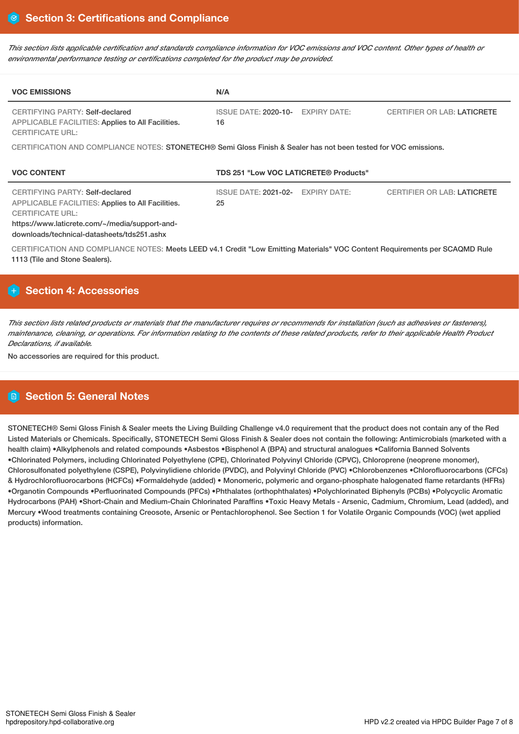## Section 3: Certifications and Compliance

*This section lists applicable certification and standards compliance information for VOC emissions and VOC content. Other types of health or environmental performance testing or certifications completed for the product may be provided.*

| VOC EMISSIONS | N/A | | |
|---|---|---|---|
| CERTIFYING PARTY: Self-declared<br>APPLICABLE FACILITIES: Applies to All Facilities.<br>CERTIFICATE URL: | ISSUE DATE: 2020-10-16 | EXPIRY DATE: | CERTIFIER OR LAB: LATICRETE |

CERTIFICATION AND COMPLIANCE NOTES: STONETECH® Semi Gloss Finish & Sealer has not been tested for VOC emissions.

| VOC CONTENT | TDS 251 "Low VOC LATICRETE® Products" | | |
|---|---|---|---|
| CERTIFYING PARTY: Self-declared<br>APPLICABLE FACILITIES: Applies to All Facilities.<br>CERTIFICATE URL:<br>https://www.laticrete.com/~/media/support-and-downloads/technical-datasheets/tds251.ashx | ISSUE DATE: 2021-02-25 | EXPIRY DATE: | CERTIFIER OR LAB: LATICRETE |

CERTIFICATION AND COMPLIANCE NOTES: Meets LEED v4.1 Credit "Low Emitting Materials" VOC Content Requirements per SCAQMD Rule 1113 (Tile and Stone Sealers).

## Section 4: Accessories

*This section lists related products or materials that the manufacturer requires or recommends for installation (such as adhesives or fasteners), maintenance, cleaning, or operations. For information relating to the contents of these related products, refer to their applicable Health Product Declarations, if available.*

No accessories are required for this product.

## Section 5: General Notes

STONETECH® Semi Gloss Finish & Sealer meets the Living Building Challenge v4.0 requirement that the product does not contain any of the Red Listed Materials or Chemicals. Specifically, STONETECH Semi Gloss Finish & Sealer does not contain the following: Antimicrobials (marketed with a health claim) •Alkylphenols and related compounds •Asbestos •Bisphenol A (BPA) and structural analogues •California Banned Solvents •Chlorinated Polymers, including Chlorinated Polyethylene (CPE), Chlorinated Polyvinyl Chloride (CPVC), Chloroprene (neoprene monomer), Chlorosulfonated polyethylene (CSPE), Polyvinylidiene chloride (PVDC), and Polyvinyl Chloride (PVC) •Chlorobenzenes •Chlorofluorocarbons (CFCs) & Hydrochlorofluorocarbons (HCFCs) •Formaldehyde (added) • Monomeric, polymeric and organo-phosphate halogenated flame retardants (HFRs) •Organotin Compounds •Perfluorinated Compounds (PFCs) •Phthalates (orthophthalates) •Polychlorinated Biphenyls (PCBs) •Polycyclic Aromatic Hydrocarbons (PAH) •Short-Chain and Medium-Chain Chlorinated Paraffins •Toxic Heavy Metals - Arsenic, Cadmium, Chromium, Lead (added), and Mercury •Wood treatments containing Creosote, Arsenic or Pentachlorophenol. See Section 1 for Volatile Organic Compounds (VOC) (wet applied products) information.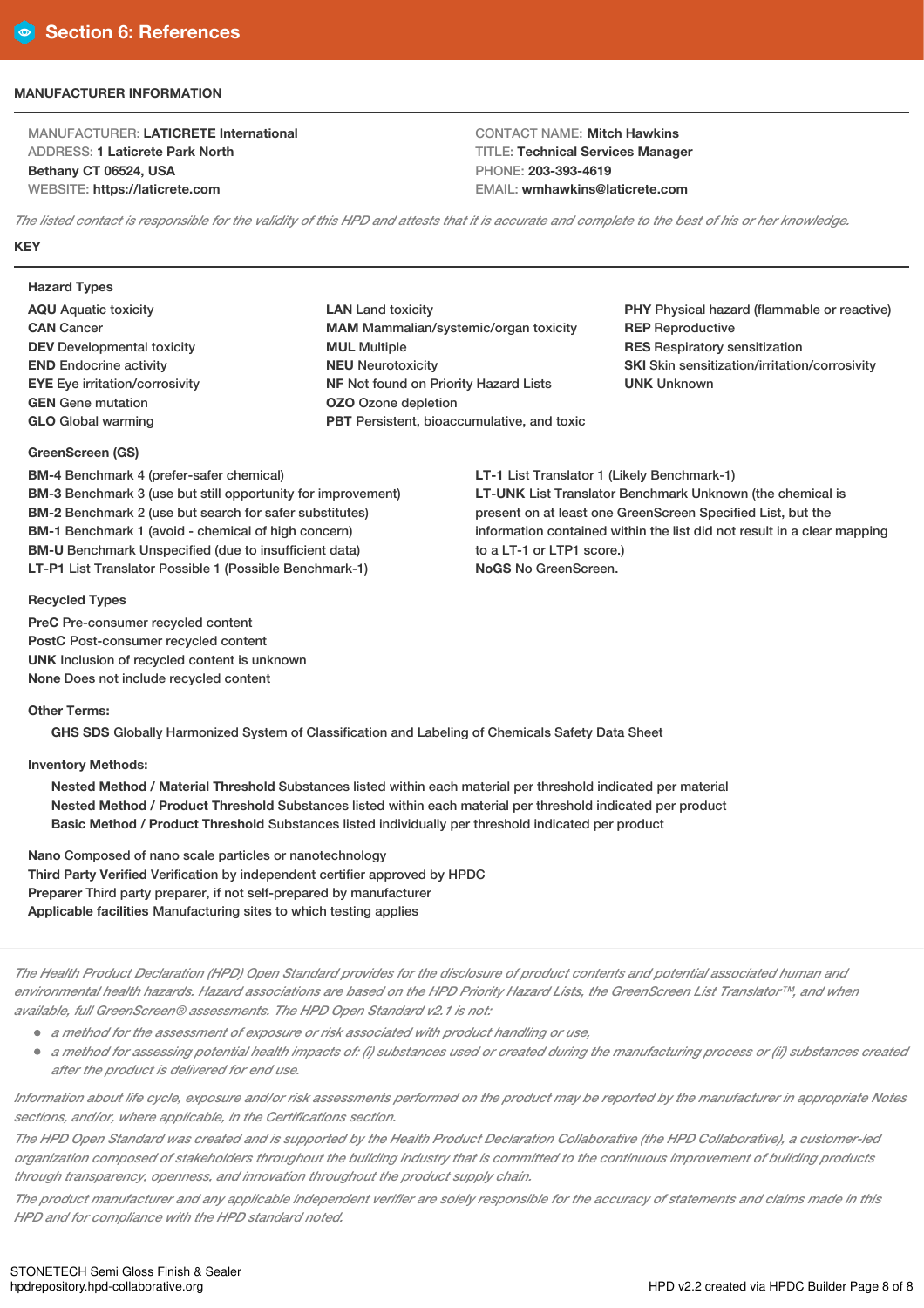## Section 6: References

### MANUFACTURER INFORMATION

MANUFACTURER: **LATICRETE International**
ADDRESS: **1 Laticrete Park North**
**Bethany CT 06524, USA**
WEBSITE: **https://laticrete.com**

CONTACT NAME: **Mitch Hawkins**
TITLE: **Technical Services Manager**
PHONE: **203-393-4619**
EMAIL: **wmhawkins@laticrete.com**

*The listed contact is responsible for the validity of this HPD and attests that it is accurate and complete to the best of his or her knowledge.*

### KEY

**Hazard Types**

**AQU** Aquatic toxicity
**CAN** Cancer
**DEV** Developmental toxicity
**END** Endocrine activity
**EYE** Eye irritation/corrosivity
**GEN** Gene mutation
**GLO** Global warming
**LAN** Land toxicity
**MAM** Mammalian/systemic/organ toxicity
**MUL** Multiple
**NEU** Neurotoxicity
**NF** Not found on Priority Hazard Lists
**OZO** Ozone depletion
**PBT** Persistent, bioaccumulative, and toxic
**PHY** Physical hazard (flammable or reactive)
**REP** Reproductive
**RES** Respiratory sensitization
**SKI** Skin sensitization/irritation/corrosivity
**UNK** Unknown

**GreenScreen (GS)**

**BM-4** Benchmark 4 (prefer-safer chemical)
**BM-3** Benchmark 3 (use but still opportunity for improvement)
**BM-2** Benchmark 2 (use but search for safer substitutes)
**BM-1** Benchmark 1 (avoid - chemical of high concern)
**BM-U** Benchmark Unspecified (due to insufficient data)
**LT-P1** List Translator Possible 1 (Possible Benchmark-1)
**LT-1** List Translator 1 (Likely Benchmark-1)
**LT-UNK** List Translator Benchmark Unknown (the chemical is present on at least one GreenScreen Specified List, but the information contained within the list did not result in a clear mapping to a LT-1 or LTP1 score.)
**NoGS** No GreenScreen.

**Recycled Types**

**PreC** Pre-consumer recycled content
**PostC** Post-consumer recycled content
**UNK** Inclusion of recycled content is unknown
**None** Does not include recycled content

**Other Terms:**

**GHS SDS** Globally Harmonized System of Classification and Labeling of Chemicals Safety Data Sheet

**Inventory Methods:**

**Nested Method / Material Threshold** Substances listed within each material per threshold indicated per material
**Nested Method / Product Threshold** Substances listed within each material per threshold indicated per product
**Basic Method / Product Threshold** Substances listed individually per threshold indicated per product

**Nano** Composed of nano scale particles or nanotechnology
**Third Party Verified** Verification by independent certifier approved by HPDC
**Preparer** Third party preparer, if not self-prepared by manufacturer
**Applicable facilities** Manufacturing sites to which testing applies

*The Health Product Declaration (HPD) Open Standard provides for the disclosure of product contents and potential associated human and environmental health hazards. Hazard associations are based on the HPD Priority Hazard Lists, the GreenScreen List Translator™, and when available, full GreenScreen® assessments. The HPD Open Standard v2.1 is not:*

- *a method for the assessment of exposure or risk associated with product handling or use,*
- *a method for assessing potential health impacts of: (i) substances used or created during the manufacturing process or (ii) substances created after the product is delivered for end use.*

*Information about life cycle, exposure and/or risk assessments performed on the product may be reported by the manufacturer in appropriate Notes sections, and/or, where applicable, in the Certifications section.*

*The HPD Open Standard was created and is supported by the Health Product Declaration Collaborative (the HPD Collaborative), a customer-led organization composed of stakeholders throughout the building industry that is committed to the continuous improvement of building products through transparency, openness, and innovation throughout the product supply chain.*

*The product manufacturer and any applicable independent verifier are solely responsible for the accuracy of statements and claims made in this HPD and for compliance with the HPD standard noted.*